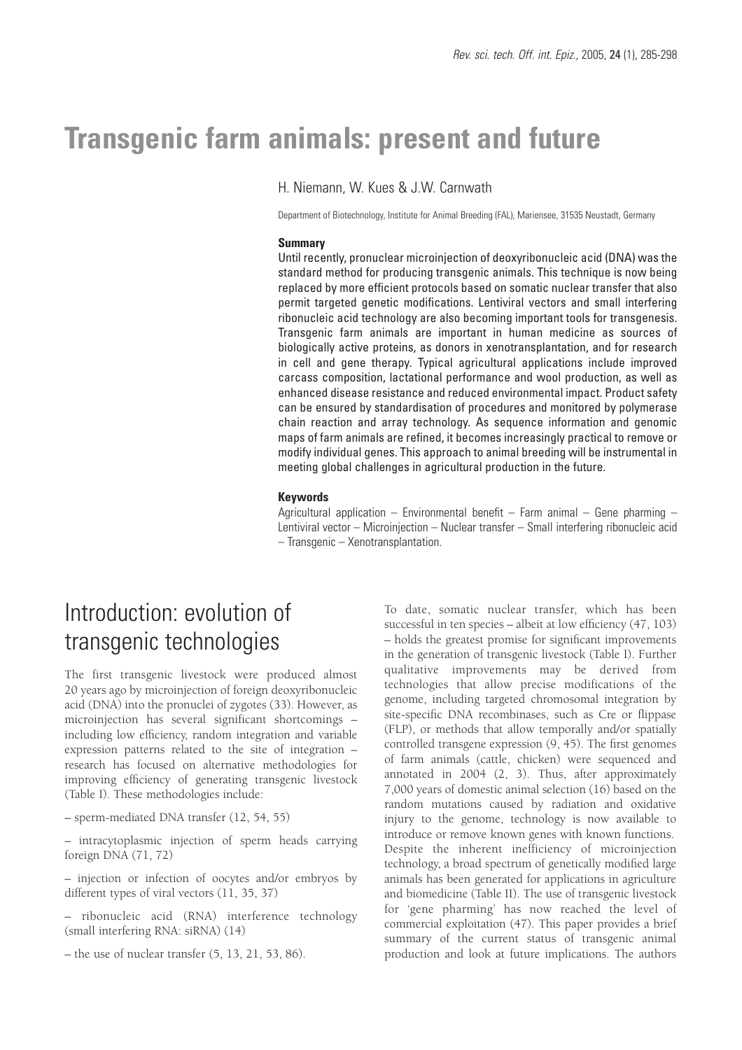# Transgenic farm animals: present and future

H. Niemann, W. Kues & J.W. Carnwath

Department of Biotechnology, Institute for Animal Breeding (FAL), Mariensee, 31535 Neustadt, Germany

## Summary

Until recently, pronuclear microinjection of deoxyribonucleic acid (DNA) was the standard method for producing transgenic animals. This technique is now being replaced by more efficient protocols based on somatic nuclear transfer that also permit targeted genetic modifications. Lentiviral vectors and small interfering ribonucleic acid technology are also becoming important tools for transgenesis. Transgenic farm animals are important in human medicine as sources of biologically active proteins, as donors in xenotransplantation, and for research in cell and gene therapy. Typical agricultural applications include improved carcass composition, lactational performance and wool production, as well as enhanced disease resistance and reduced environmental impact. Product safety can be ensured by standardisation of procedures and monitored by polymerase chain reaction and array technology. As sequence information and genomic maps of farm animals are refined, it becomes increasingly practical to remove or modify individual genes. This approach to animal breeding will be instrumental in meeting global challenges in agricultural production in the future.

## Keywords

Agricultural application – Environmental benefit – Farm animal – Gene pharming – Lentiviral vector – Microinjection – Nuclear transfer – Small interfering ribonucleic acid – Transgenic – Xenotransplantation.

## Introduction: evolution of transgenic technologies

The first transgenic livestock were produced almost 20 years ago by microinjection of foreign deoxyribonucleic acid (DNA) into the pronuclei of zygotes (33). However, as microinjection has several significant shortcomings – including low efficiency, random integration and variable expression patterns related to the site of integration – research has focused on alternative methodologies for improving efficiency of generating transgenic livestock (Table I). These methodologies include:

– sperm-mediated DNA transfer (12, 54, 55)

– intracytoplasmic injection of sperm heads carrying foreign DNA (71, 72)

– injection or infection of oocytes and/or embryos by different types of viral vectors (11, 35, 37)

– ribonucleic acid (RNA) interference technology (small interfering RNA: siRNA) (14)

– the use of nuclear transfer (5, 13, 21, 53, 86).

To date, somatic nuclear transfer, which has been successful in ten species – albeit at low efficiency (47, 103) – holds the greatest promise for significant improvements in the generation of transgenic livestock (Table I). Further qualitative improvements may be derived from technologies that allow precise modifications of the genome, including targeted chromosomal integration by site-specific DNA recombinases, such as Cre or flippase (FLP), or methods that allow temporally and/or spatially controlled transgene expression (9, 45). The first genomes of farm animals (cattle, chicken) were sequenced and annotated in 2004 (2, 3). Thus, after approximately 7,000 years of domestic animal selection (16) based on the random mutations caused by radiation and oxidative injury to the genome, technology is now available to introduce or remove known genes with known functions. Despite the inherent inefficiency of microinjection technology, a broad spectrum of genetically modified large animals has been generated for applications in agriculture and biomedicine (Table II). The use of transgenic livestock for 'gene pharming' has now reached the level of commercial exploitation (47). This paper provides a brief summary of the current status of transgenic animal production and look at future implications. The authors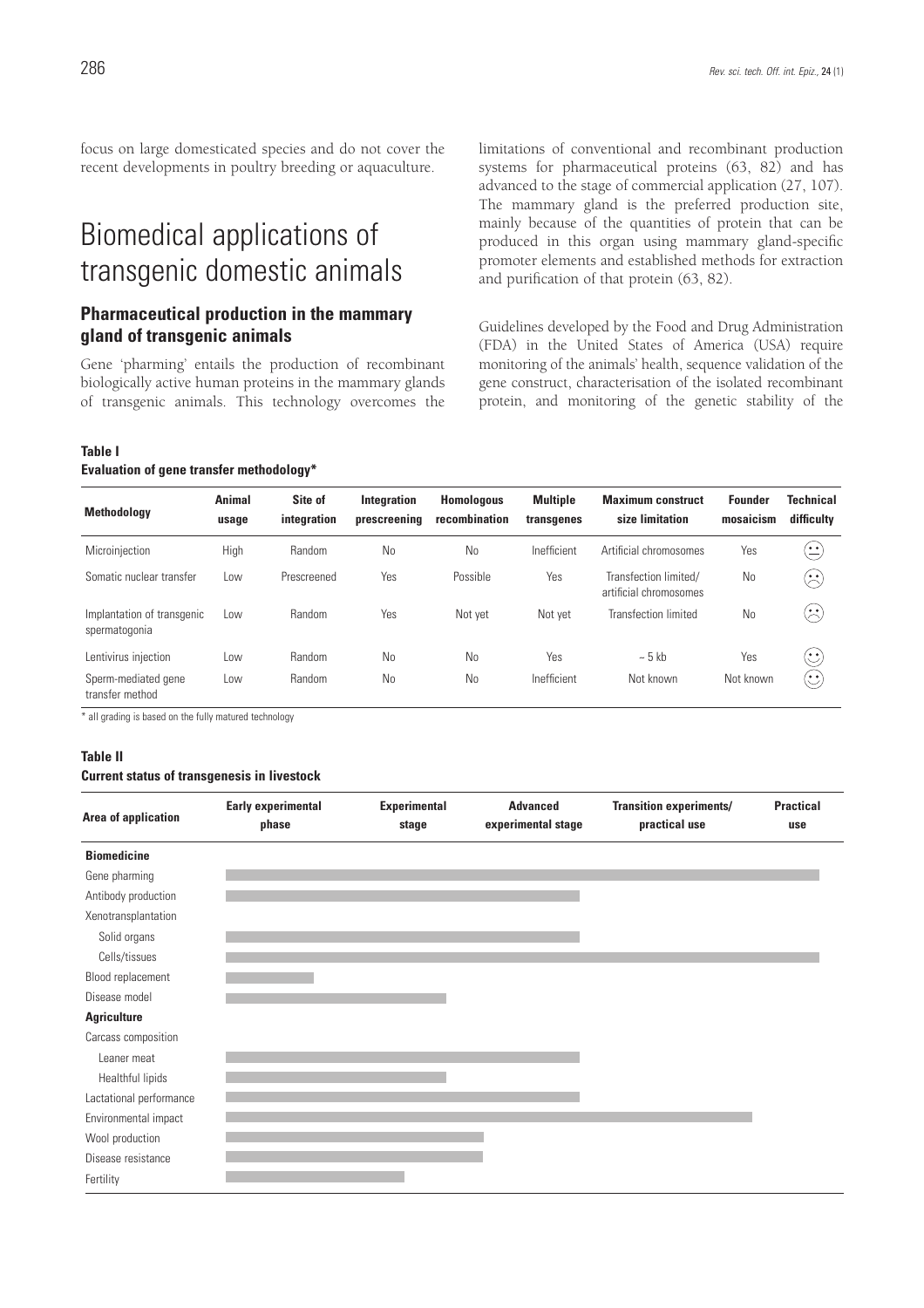focus on large domesticated species and do not cover the recent developments in poultry breeding or aquaculture.

# Biomedical applications of transgenic domestic animals

## Pharmaceutical production in the mammary gland of transgenic animals

Gene 'pharming' entails the production of recombinant biologically active human proteins in the mammary glands of transgenic animals. This technology overcomes the limitations of conventional and recombinant production systems for pharmaceutical proteins (63, 82) and has advanced to the stage of commercial application (27, 107). The mammary gland is the preferred production site, mainly because of the quantities of protein that can be produced in this organ using mammary gland-specific promoter elements and established methods for extraction and purification of that protein (63, 82).

Guidelines developed by the Food and Drug Administration (FDA) in the United States of America (USA) require monitoring of the animals' health, sequence validation of the gene construct, characterisation of the isolated recombinant protein, and monitoring of the genetic stability of the

**Table I**
**Evaluation of gene transfer methodology***

| Methodology | Animal usage | Site of integration | Integration prescreening | Homologous recombination | Multiple transgenes | Maximum construct size limitation | Founder mosaicism | Technical difficulty |
|---|---|---|---|---|---|---|---|---|
| Microinjection | High | Random | No | No | Inefficient | Artificial chromosomes | Yes | 😐 |
| Somatic nuclear transfer | Low | Prescreened | Yes | Possible | Yes | Transfection limited/ artificial chromosomes | No | ☹ |
| Implantation of transgenic spermatogonia | Low | Random | Yes | Not yet | Not yet | Transfection limited | No | ☹ |
| Lentivirus injection | Low | Random | No | No | Yes | ~ 5 kb | Yes | ☺ |
| Sperm-mediated gene transfer method | Low | Random | No | No | Inefficient | Not known | Not known | ☺ |

\* all grading is based on the fully matured technology

**Table II**
**Current status of transgenesis in livestock**

| Area of application | Early experimental phase | Experimental stage | Advanced experimental stage | Transition experiments/ practical use | Practical use |
|---|---|---|---|---|---|
| **Biomedicine** | | | | | |
| Gene pharming | ■ | ■ | ■ | ■ | ■ |
| Antibody production | ■ | ■ | ■ | | |
| Xenotransplantation | | | | | |
| Solid organs | ■ | ■ | ■ | | |
| Cells/tissues | ■ | ■ | ■ | ■ | ■ |
| Blood replacement | ■ | | | | |
| Disease model | ■ | ■ | | | |
| **Agriculture** | | | | | |
| Carcass composition | | | | | |
| Leaner meat | ■ | ■ | ■ | | |
| Healthful lipids | ■ | ■ | | | |
| Lactational performance | ■ | ■ | ■ | | |
| Environmental impact | ■ | ■ | ■ | ■ | |
| Wool production | ■ | ■ | | | |
| Disease resistance | ■ | ■ | | | |
| Fertility | ■ | ■ | | | |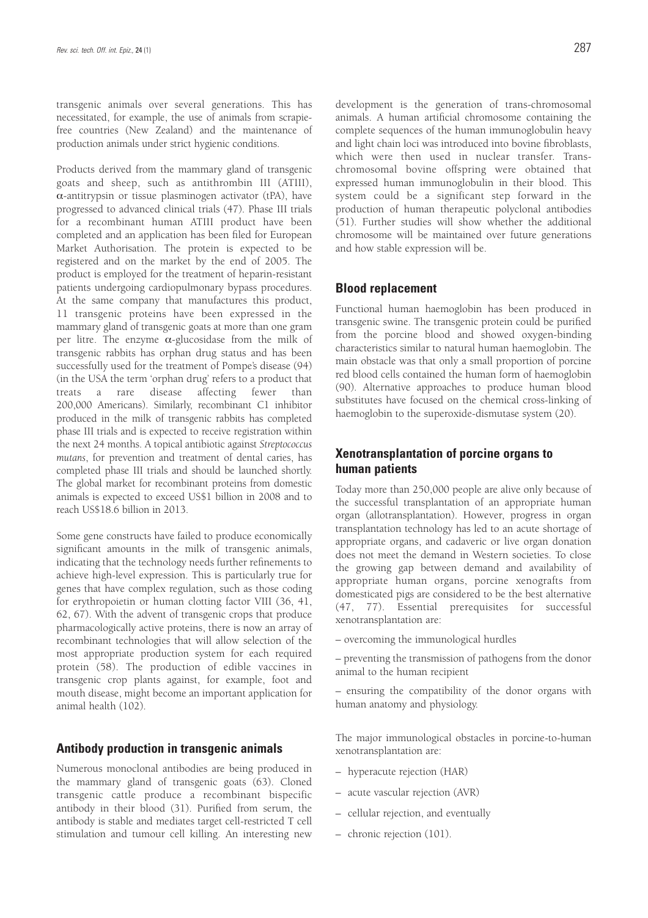transgenic animals over several generations. This has necessitated, for example, the use of animals from scrapie-free countries (New Zealand) and the maintenance of production animals under strict hygienic conditions.

Products derived from the mammary gland of transgenic goats and sheep, such as antithrombin III (ATIII), $\alpha$-antitrypsin or tissue plasminogen activator (tPA), have progressed to advanced clinical trials (47). Phase III trials for a recombinant human ATIII product have been completed and an application has been filed for European Market Authorisation. The protein is expected to be registered and on the market by the end of 2005. The product is employed for the treatment of heparin-resistant patients undergoing cardiopulmonary bypass procedures. At the same company that manufactures this product, 11 transgenic proteins have been expressed in the mammary gland of transgenic goats at more than one gram per litre. The enzyme $\alpha$-glucosidase from the milk of transgenic rabbits has orphan drug status and has been successfully used for the treatment of Pompe's disease (94) (in the USA the term 'orphan drug' refers to a product that treats a rare disease affecting fewer than 200,000 Americans). Similarly, recombinant C1 inhibitor produced in the milk of transgenic rabbits has completed phase III trials and is expected to receive registration within the next 24 months. A topical antibiotic against *Streptococcus mutans*, for prevention and treatment of dental caries, has completed phase III trials and should be launched shortly. The global market for recombinant proteins from domestic animals is expected to exceed US$1 billion in 2008 and to reach US$18.6 billion in 2013.

Some gene constructs have failed to produce economically significant amounts in the milk of transgenic animals, indicating that the technology needs further refinements to achieve high-level expression. This is particularly true for genes that have complex regulation, such as those coding for erythropoietin or human clotting factor VIII (36, 41, 62, 67). With the advent of transgenic crops that produce pharmacologically active proteins, there is now an array of recombinant technologies that will allow selection of the most appropriate production system for each required protein (58). The production of edible vaccines in transgenic crop plants against, for example, foot and mouth disease, might become an important application for animal health (102).

## Antibody production in transgenic animals

Numerous monoclonal antibodies are being produced in the mammary gland of transgenic goats (63). Cloned transgenic cattle produce a recombinant bispecific antibody in their blood (31). Purified from serum, the antibody is stable and mediates target cell-restricted T cell stimulation and tumour cell killing. An interesting new development is the generation of trans-chromosomal animals. A human artificial chromosome containing the complete sequences of the human immunoglobulin heavy and light chain loci was introduced into bovine fibroblasts, which were then used in nuclear transfer. Trans-chromosomal bovine offspring were obtained that expressed human immunoglobulin in their blood. This system could be a significant step forward in the production of human therapeutic polyclonal antibodies (51). Further studies will show whether the additional chromosome will be maintained over future generations and how stable expression will be.

## Blood replacement

Functional human haemoglobin has been produced in transgenic swine. The transgenic protein could be purified from the porcine blood and showed oxygen-binding characteristics similar to natural human haemoglobin. The main obstacle was that only a small proportion of porcine red blood cells contained the human form of haemoglobin (90). Alternative approaches to produce human blood substitutes have focused on the chemical cross-linking of haemoglobin to the superoxide-dismutase system (20).

## Xenotransplantation of porcine organs to human patients

Today more than 250,000 people are alive only because of the successful transplantation of an appropriate human organ (allotransplantation). However, progress in organ transplantation technology has led to an acute shortage of appropriate organs, and cadaveric or live organ donation does not meet the demand in Western societies. To close the growing gap between demand and availability of appropriate human organs, porcine xenografts from domesticated pigs are considered to be the best alternative (47, 77). Essential prerequisites for successful xenotransplantation are:

– overcoming the immunological hurdles

– preventing the transmission of pathogens from the donor animal to the human recipient

– ensuring the compatibility of the donor organs with human anatomy and physiology.

The major immunological obstacles in porcine-to-human xenotransplantation are:

– hyperacute rejection (HAR)

– acute vascular rejection (AVR)

– cellular rejection, and eventually

– chronic rejection (101).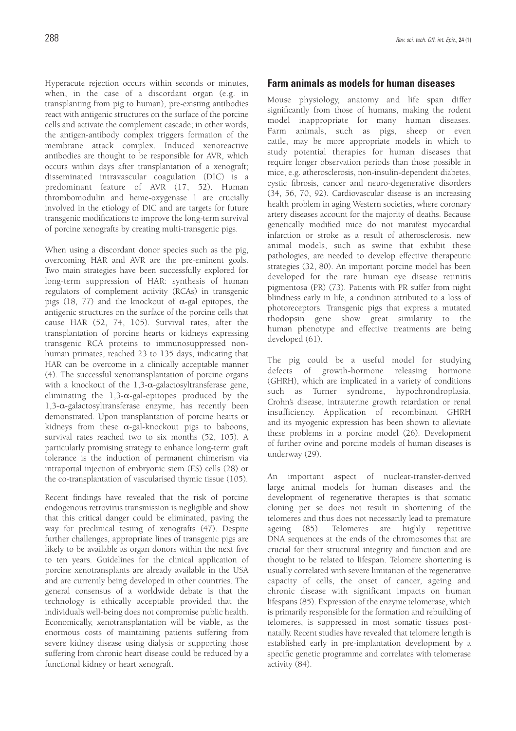Hyperacute rejection occurs within seconds or minutes, when, in the case of a discordant organ (e.g. in transplanting from pig to human), pre-existing antibodies react with antigenic structures on the surface of the porcine cells and activate the complement cascade; in other words, the antigen-antibody complex triggers formation of the membrane attack complex. Induced xenoreactive antibodies are thought to be responsible for AVR, which occurs within days after transplantation of a xenograft; disseminated intravascular coagulation (DIC) is a predominant feature of AVR (17, 52). Human thrombomodulin and heme-oxygenase 1 are crucially involved in the etiology of DIC and are targets for future transgenic modifications to improve the long-term survival of porcine xenografts by creating multi-transgenic pigs.

When using a discordant donor species such as the pig, overcoming HAR and AVR are the pre-eminent goals. Two main strategies have been successfully explored for long-term suppression of HAR: synthesis of human regulators of complement activity (RCAs) in transgenic pigs (18, 77) and the knockout of $\alpha$-gal epitopes, the antigenic structures on the surface of the porcine cells that cause HAR (52, 74, 105). Survival rates, after the transplantation of porcine hearts or kidneys expressing transgenic RCA proteins to immunosuppressed non-human primates, reached 23 to 135 days, indicating that HAR can be overcome in a clinically acceptable manner (4). The successful xenotransplantation of porcine organs with a knockout of the 1,3-$\alpha$-galactosyltransferase gene, eliminating the 1,3-$\alpha$-gal-epitopes produced by the 1,3-$\alpha$-galactosyltransferase enzyme, has recently been demonstrated. Upon transplantation of porcine hearts or kidneys from these $\alpha$-gal-knockout pigs to baboons, survival rates reached two to six months (52, 105). A particularly promising strategy to enhance long-term graft tolerance is the induction of permanent chimerism via intraportal injection of embryonic stem (ES) cells (28) or the co-transplantation of vascularised thymic tissue (105).

Recent findings have revealed that the risk of porcine endogenous retrovirus transmission is negligible and show that this critical danger could be eliminated, paving the way for preclinical testing of xenografts (47). Despite further challenges, appropriate lines of transgenic pigs are likely to be available as organ donors within the next five to ten years. Guidelines for the clinical application of porcine xenotransplants are already available in the USA and are currently being developed in other countries. The general consensus of a worldwide debate is that the technology is ethically acceptable provided that the individual's well-being does not compromise public health. Economically, xenotransplantation will be viable, as the enormous costs of maintaining patients suffering from severe kidney disease using dialysis or supporting those suffering from chronic heart disease could be reduced by a functional kidney or heart xenograft.

## Farm animals as models for human diseases

Mouse physiology, anatomy and life span differ significantly from those of humans, making the rodent model inappropriate for many human diseases. Farm animals, such as pigs, sheep or even cattle, may be more appropriate models in which to study potential therapies for human diseases that require longer observation periods than those possible in mice, e.g. atherosclerosis, non-insulin-dependent diabetes, cystic fibrosis, cancer and neuro-degenerative disorders (34, 56, 70, 92). Cardiovascular disease is an increasing health problem in aging Western societies, where coronary artery diseases account for the majority of deaths. Because genetically modified mice do not manifest myocardial infarction or stroke as a result of atherosclerosis, new animal models, such as swine that exhibit these pathologies, are needed to develop effective therapeutic strategies (32, 80). An important porcine model has been developed for the rare human eye disease retinitis pigmentosa (PR) (73). Patients with PR suffer from night blindness early in life, a condition attributed to a loss of photoreceptors. Transgenic pigs that express a mutated rhodopsin gene show great similarity to the human phenotype and effective treatments are being developed (61).

The pig could be a useful model for studying defects of growth-hormone releasing hormone (GHRH), which are implicated in a variety of conditions such as Turner syndrome, hypochrondroplasia, Crohn's disease, intrauterine growth retardation or renal insufficiency. Application of recombinant GHRH and its myogenic expression has been shown to alleviate these problems in a porcine model (26). Development of further ovine and porcine models of human diseases is underway (29).

An important aspect of nuclear-transfer-derived large animal models for human diseases and the development of regenerative therapies is that somatic cloning per se does not result in shortening of the telomeres and thus does not necessarily lead to premature ageing (85). Telomeres are highly repetitive DNA sequences at the ends of the chromosomes that are crucial for their structural integrity and function and are thought to be related to lifespan. Telomere shortening is usually correlated with severe limitation of the regenerative capacity of cells, the onset of cancer, ageing and chronic disease with significant impacts on human lifespans (85). Expression of the enzyme telomerase, which is primarily responsible for the formation and rebuilding of telomeres, is suppressed in most somatic tissues post-natally. Recent studies have revealed that telomere length is established early in pre-implantation development by a specific genetic programme and correlates with telomerase activity (84).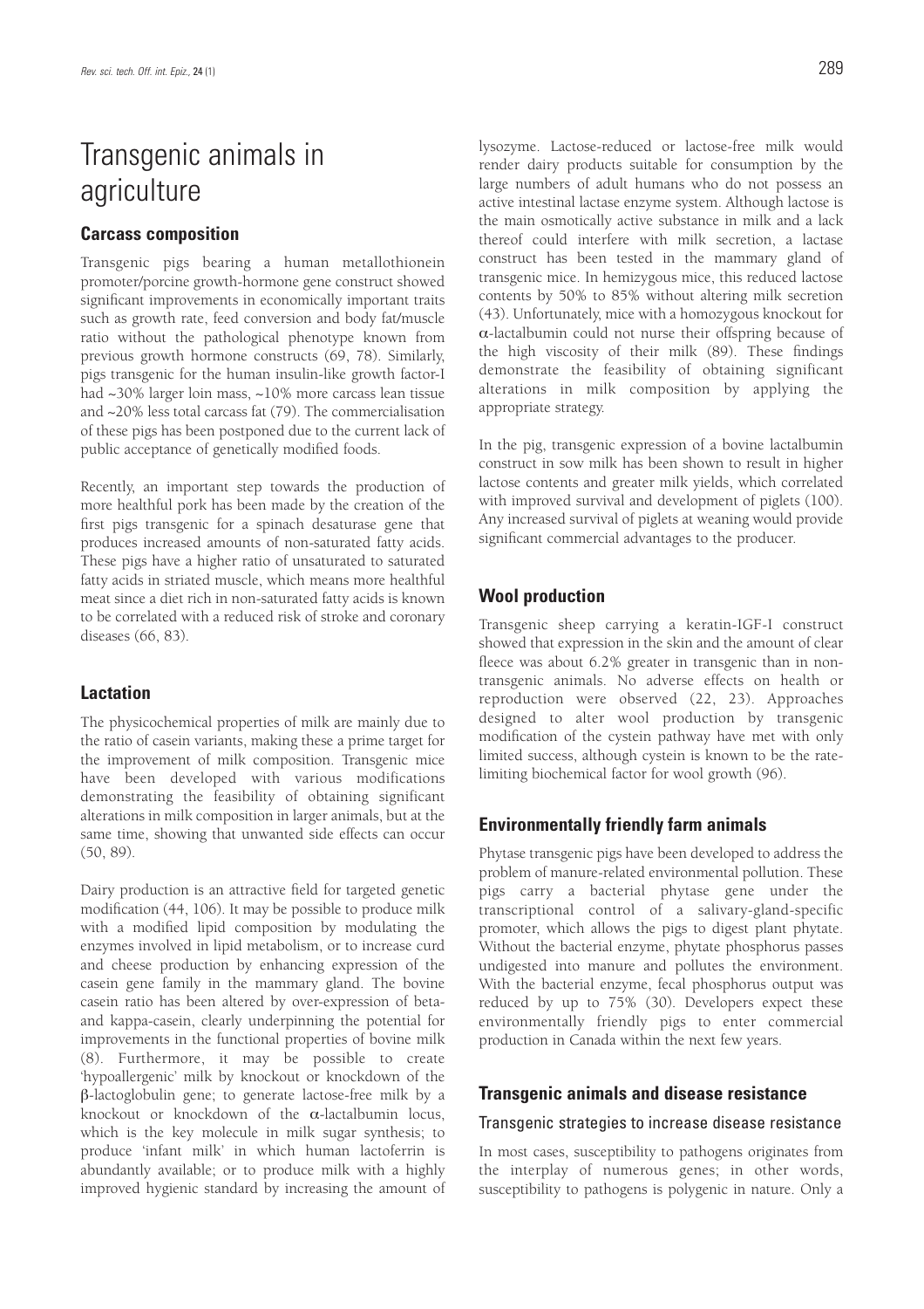# Transgenic animals in agriculture

## Carcass composition

Transgenic pigs bearing a human metallothionein promoter/porcine growth-hormone gene construct showed significant improvements in economically important traits such as growth rate, feed conversion and body fat/muscle ratio without the pathological phenotype known from previous growth hormone constructs (69, 78). Similarly, pigs transgenic for the human insulin-like growth factor-I had ~30% larger loin mass, ~10% more carcass lean tissue and ~20% less total carcass fat (79). The commercialisation of these pigs has been postponed due to the current lack of public acceptance of genetically modified foods.

Recently, an important step towards the production of more healthful pork has been made by the creation of the first pigs transgenic for a spinach desaturase gene that produces increased amounts of non-saturated fatty acids. These pigs have a higher ratio of unsaturated to saturated fatty acids in striated muscle, which means more healthful meat since a diet rich in non-saturated fatty acids is known to be correlated with a reduced risk of stroke and coronary diseases (66, 83).

## Lactation

The physicochemical properties of milk are mainly due to the ratio of casein variants, making these a prime target for the improvement of milk composition. Transgenic mice have been developed with various modifications demonstrating the feasibility of obtaining significant alterations in milk composition in larger animals, but at the same time, showing that unwanted side effects can occur (50, 89).

Dairy production is an attractive field for targeted genetic modification (44, 106). It may be possible to produce milk with a modified lipid composition by modulating the enzymes involved in lipid metabolism, or to increase curd and cheese production by enhancing expression of the casein gene family in the mammary gland. The bovine casein ratio has been altered by over-expression of beta- and kappa-casein, clearly underpinning the potential for improvements in the functional properties of bovine milk (8). Furthermore, it may be possible to create 'hypoallergenic' milk by knockout or knockdown of the β-lactoglobulin gene; to generate lactose-free milk by a knockout or knockdown of the α-lactalbumin locus, which is the key molecule in milk sugar synthesis; to produce 'infant milk' in which human lactoferrin is abundantly available; or to produce milk with a highly improved hygienic standard by increasing the amount of lysozyme. Lactose-reduced or lactose-free milk would render dairy products suitable for consumption by the large numbers of adult humans who do not possess an active intestinal lactase enzyme system. Although lactose is the main osmotically active substance in milk and a lack thereof could interfere with milk secretion, a lactase construct has been tested in the mammary gland of transgenic mice. In hemizygous mice, this reduced lactose contents by 50% to 85% without altering milk secretion (43). Unfortunately, mice with a homozygous knockout for α-lactalbumin could not nurse their offspring because of the high viscosity of their milk (89). These findings demonstrate the feasibility of obtaining significant alterations in milk composition by applying the appropriate strategy.

In the pig, transgenic expression of a bovine lactalbumin construct in sow milk has been shown to result in higher lactose contents and greater milk yields, which correlated with improved survival and development of piglets (100). Any increased survival of piglets at weaning would provide significant commercial advantages to the producer.

## Wool production

Transgenic sheep carrying a keratin-IGF-I construct showed that expression in the skin and the amount of clear fleece was about 6.2% greater in transgenic than in non-transgenic animals. No adverse effects on health or reproduction were observed (22, 23). Approaches designed to alter wool production by transgenic modification of the cystein pathway have met with only limited success, although cystein is known to be the rate-limiting biochemical factor for wool growth (96).

## Environmentally friendly farm animals

Phytase transgenic pigs have been developed to address the problem of manure-related environmental pollution. These pigs carry a bacterial phytase gene under the transcriptional control of a salivary-gland-specific promoter, which allows the pigs to digest plant phytate. Without the bacterial enzyme, phytate phosphorus passes undigested into manure and pollutes the environment. With the bacterial enzyme, fecal phosphorus output was reduced by up to 75% (30). Developers expect these environmentally friendly pigs to enter commercial production in Canada within the next few years.

## Transgenic animals and disease resistance

### Transgenic strategies to increase disease resistance

In most cases, susceptibility to pathogens originates from the interplay of numerous genes; in other words, susceptibility to pathogens is polygenic in nature. Only a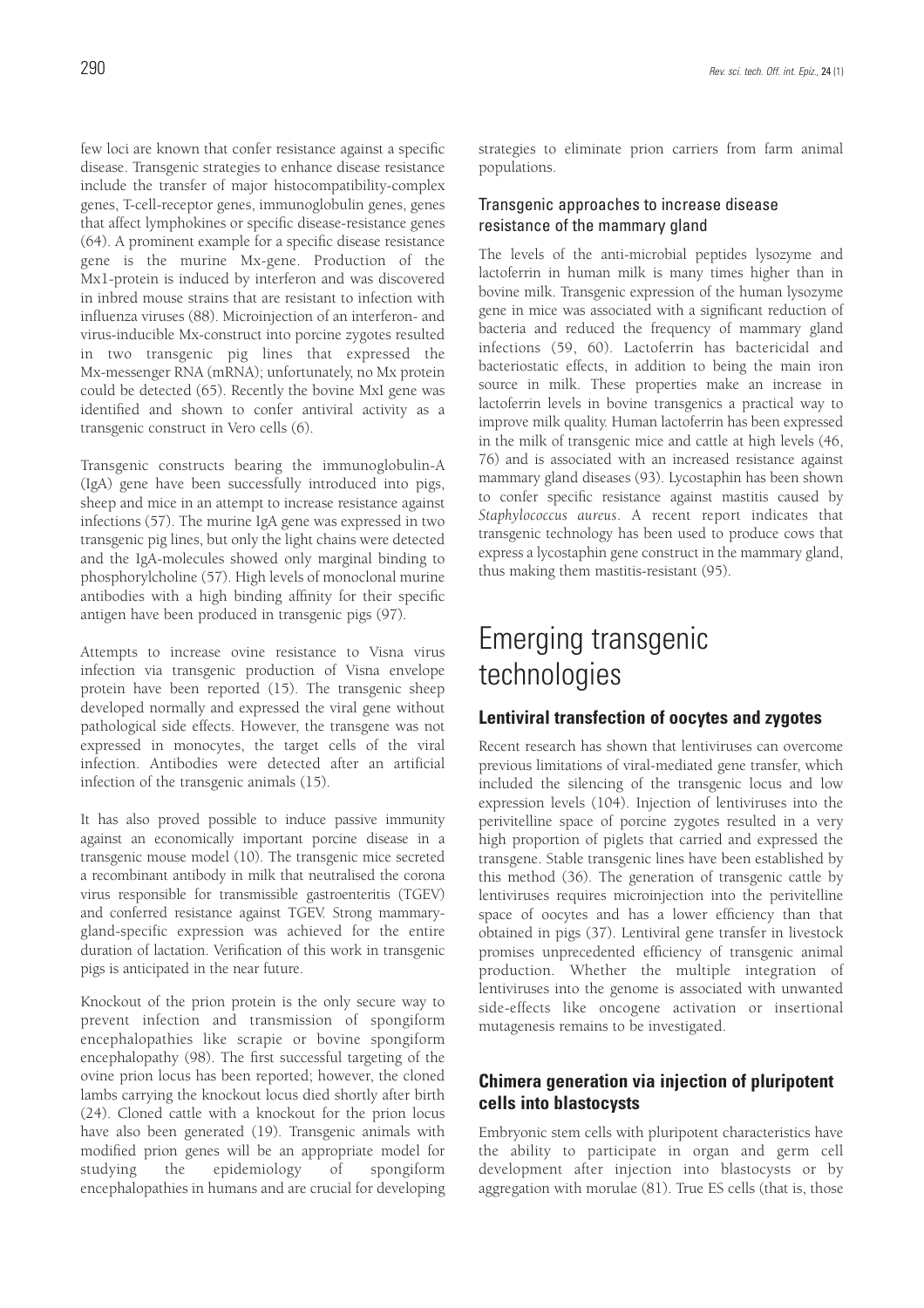few loci are known that confer resistance against a specific disease. Transgenic strategies to enhance disease resistance include the transfer of major histocompatibility-complex genes, T-cell-receptor genes, immunoglobulin genes, genes that affect lymphokines or specific disease-resistance genes (64). A prominent example for a specific disease resistance gene is the murine Mx-gene. Production of the Mx1-protein is induced by interferon and was discovered in inbred mouse strains that are resistant to infection with influenza viruses (88). Microinjection of an interferon- and virus-inducible Mx-construct into porcine zygotes resulted in two transgenic pig lines that expressed the Mx-messenger RNA (mRNA); unfortunately, no Mx protein could be detected (65). Recently the bovine MxI gene was identified and shown to confer antiviral activity as a transgenic construct in Vero cells (6).

Transgenic constructs bearing the immunoglobulin-A (IgA) gene have been successfully introduced into pigs, sheep and mice in an attempt to increase resistance against infections (57). The murine IgA gene was expressed in two transgenic pig lines, but only the light chains were detected and the IgA-molecules showed only marginal binding to phosphorylcholine (57). High levels of monoclonal murine antibodies with a high binding affinity for their specific antigen have been produced in transgenic pigs (97).

Attempts to increase ovine resistance to Visna virus infection via transgenic production of Visna envelope protein have been reported (15). The transgenic sheep developed normally and expressed the viral gene without pathological side effects. However, the transgene was not expressed in monocytes, the target cells of the viral infection. Antibodies were detected after an artificial infection of the transgenic animals (15).

It has also proved possible to induce passive immunity against an economically important porcine disease in a transgenic mouse model (10). The transgenic mice secreted a recombinant antibody in milk that neutralised the corona virus responsible for transmissible gastroenteritis (TGEV) and conferred resistance against TGEV. Strong mammary-gland-specific expression was achieved for the entire duration of lactation. Verification of this work in transgenic pigs is anticipated in the near future.

Knockout of the prion protein is the only secure way to prevent infection and transmission of spongiform encephalopathies like scrapie or bovine spongiform encephalopathy (98). The first successful targeting of the ovine prion locus has been reported; however, the cloned lambs carrying the knockout locus died shortly after birth (24). Cloned cattle with a knockout for the prion locus have also been generated (19). Transgenic animals with modified prion genes will be an appropriate model for studying the epidemiology of spongiform encephalopathies in humans and are crucial for developing strategies to eliminate prion carriers from farm animal populations.

### Transgenic approaches to increase disease resistance of the mammary gland

The levels of the anti-microbial peptides lysozyme and lactoferrin in human milk is many times higher than in bovine milk. Transgenic expression of the human lysozyme gene in mice was associated with a significant reduction of bacteria and reduced the frequency of mammary gland infections (59, 60). Lactoferrin has bactericidal and bacteriostatic effects, in addition to being the main iron source in milk. These properties make an increase in lactoferrin levels in bovine transgenics a practical way to improve milk quality. Human lactoferrin has been expressed in the milk of transgenic mice and cattle at high levels (46, 76) and is associated with an increased resistance against mammary gland diseases (93). Lycostaphin has been shown to confer specific resistance against mastitis caused by *Staphylococcus aureus*. A recent report indicates that transgenic technology has been used to produce cows that express a lycostaphin gene construct in the mammary gland, thus making them mastitis-resistant (95).

# Emerging transgenic technologies

## Lentiviral transfection of oocytes and zygotes

Recent research has shown that lentiviruses can overcome previous limitations of viral-mediated gene transfer, which included the silencing of the transgenic locus and low expression levels (104). Injection of lentiviruses into the perivitelline space of porcine zygotes resulted in a very high proportion of piglets that carried and expressed the transgene. Stable transgenic lines have been established by this method (36). The generation of transgenic cattle by lentiviruses requires microinjection into the perivitelline space of oocytes and has a lower efficiency than that obtained in pigs (37). Lentiviral gene transfer in livestock promises unprecedented efficiency of transgenic animal production. Whether the multiple integration of lentiviruses into the genome is associated with unwanted side-effects like oncogene activation or insertional mutagenesis remains to be investigated.

## Chimera generation via injection of pluripotent cells into blastocysts

Embryonic stem cells with pluripotent characteristics have the ability to participate in organ and germ cell development after injection into blastocysts or by aggregation with morulae (81). True ES cells (that is, those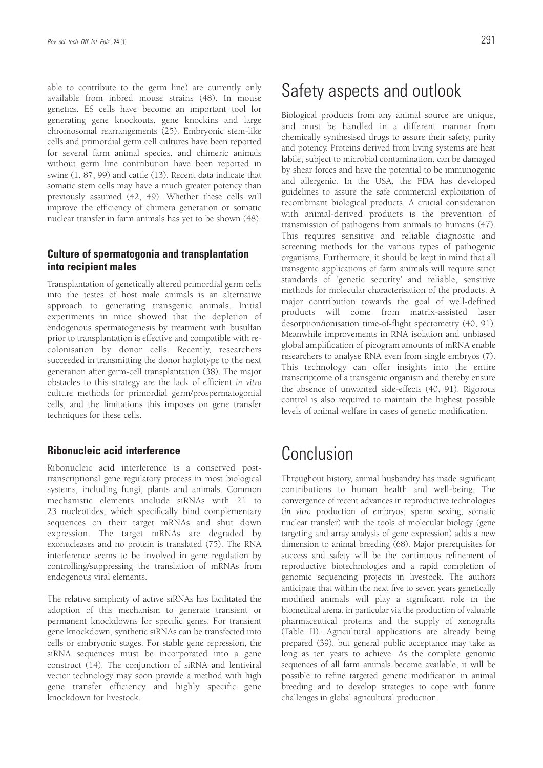able to contribute to the germ line) are currently only available from inbred mouse strains (48). In mouse genetics, ES cells have become an important tool for generating gene knockouts, gene knockins and large chromosomal rearrangements (25). Embryonic stem-like cells and primordial germ cell cultures have been reported for several farm animal species, and chimeric animals without germ line contribution have been reported in swine (1, 87, 99) and cattle (13). Recent data indicate that somatic stem cells may have a much greater potency than previously assumed (42, 49). Whether these cells will improve the efficiency of chimera generation or somatic nuclear transfer in farm animals has yet to be shown (48).

### Culture of spermatogonia and transplantation into recipient males

Transplantation of genetically altered primordial germ cells into the testes of host male animals is an alternative approach to generating transgenic animals. Initial experiments in mice showed that the depletion of endogenous spermatogenesis by treatment with busulfan prior to transplantation is effective and compatible with re-colonisation by donor cells. Recently, researchers succeeded in transmitting the donor haplotype to the next generation after germ-cell transplantation (38). The major obstacles to this strategy are the lack of efficient *in vitro* culture methods for primordial germ/prospermatogonial cells, and the limitations this imposes on gene transfer techniques for these cells.

### Ribonucleic acid interference

Ribonucleic acid interference is a conserved post-transcriptional gene regulatory process in most biological systems, including fungi, plants and animals. Common mechanistic elements include siRNAs with 21 to 23 nucleotides, which specifically bind complementary sequences on their target mRNAs and shut down expression. The target mRNAs are degraded by exonucleases and no protein is translated (75). The RNA interference seems to be involved in gene regulation by controlling/suppressing the translation of mRNAs from endogenous viral elements.

The relative simplicity of active siRNAs has facilitated the adoption of this mechanism to generate transient or permanent knockdowns for specific genes. For transient gene knockdown, synthetic siRNAs can be transfected into cells or embryonic stages. For stable gene repression, the siRNA sequences must be incorporated into a gene construct (14). The conjunction of siRNA and lentiviral vector technology may soon provide a method with high gene transfer efficiency and highly specific gene knockdown for livestock.

## Safety aspects and outlook

Biological products from any animal source are unique, and must be handled in a different manner from chemically synthesised drugs to assure their safety, purity and potency. Proteins derived from living systems are heat labile, subject to microbial contamination, can be damaged by shear forces and have the potential to be immunogenic and allergenic. In the USA, the FDA has developed guidelines to assure the safe commercial exploitation of recombinant biological products. A crucial consideration with animal-derived products is the prevention of transmission of pathogens from animals to humans (47). This requires sensitive and reliable diagnostic and screening methods for the various types of pathogenic organisms. Furthermore, it should be kept in mind that all transgenic applications of farm animals will require strict standards of 'genetic security' and reliable, sensitive methods for molecular characterisation of the products. A major contribution towards the goal of well-defined products will come from matrix-assisted laser desorption/ionisation time-of-flight spectometry (40, 91). Meanwhile improvements in RNA isolation and unbiased global amplification of picogram amounts of mRNA enable researchers to analyse RNA even from single embryos (7). This technology can offer insights into the entire transcriptome of a transgenic organism and thereby ensure the absence of unwanted side-effects (40, 91). Rigorous control is also required to maintain the highest possible levels of animal welfare in cases of genetic modification.

## Conclusion

Throughout history, animal husbandry has made significant contributions to human health and well-being. The convergence of recent advances in reproductive technologies (*in vitro* production of embryos, sperm sexing, somatic nuclear transfer) with the tools of molecular biology (gene targeting and array analysis of gene expression) adds a new dimension to animal breeding (68). Major prerequisites for success and safety will be the continuous refinement of reproductive biotechnologies and a rapid completion of genomic sequencing projects in livestock. The authors anticipate that within the next five to seven years genetically modified animals will play a significant role in the biomedical arena, in particular via the production of valuable pharmaceutical proteins and the supply of xenografts (Table II). Agricultural applications are already being prepared (39), but general public acceptance may take as long as ten years to achieve. As the complete genomic sequences of all farm animals become available, it will be possible to refine targeted genetic modification in animal breeding and to develop strategies to cope with future challenges in global agricultural production.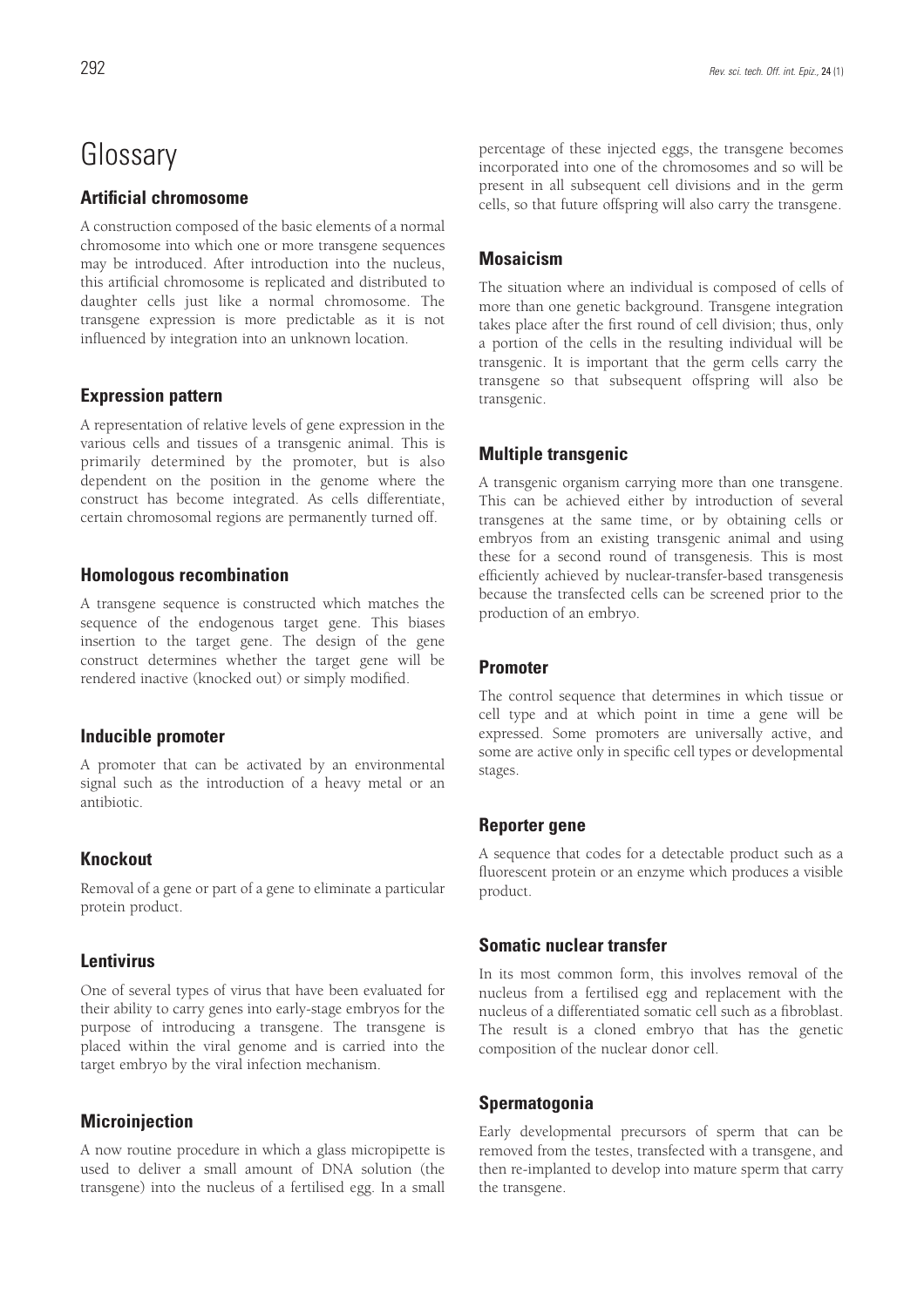# Glossary

## Artificial chromosome

A construction composed of the basic elements of a normal chromosome into which one or more transgene sequences may be introduced. After introduction into the nucleus, this artificial chromosome is replicated and distributed to daughter cells just like a normal chromosome. The transgene expression is more predictable as it is not influenced by integration into an unknown location.

## Expression pattern

A representation of relative levels of gene expression in the various cells and tissues of a transgenic animal. This is primarily determined by the promoter, but is also dependent on the position in the genome where the construct has become integrated. As cells differentiate, certain chromosomal regions are permanently turned off.

## Homologous recombination

A transgene sequence is constructed which matches the sequence of the endogenous target gene. This biases insertion to the target gene. The design of the gene construct determines whether the target gene will be rendered inactive (knocked out) or simply modified.

## Inducible promoter

A promoter that can be activated by an environmental signal such as the introduction of a heavy metal or an antibiotic.

## Knockout

Removal of a gene or part of a gene to eliminate a particular protein product.

## Lentivirus

One of several types of virus that have been evaluated for their ability to carry genes into early-stage embryos for the purpose of introducing a transgene. The transgene is placed within the viral genome and is carried into the target embryo by the viral infection mechanism.

## Microinjection

A now routine procedure in which a glass micropipette is used to deliver a small amount of DNA solution (the transgene) into the nucleus of a fertilised egg. In a small percentage of these injected eggs, the transgene becomes incorporated into one of the chromosomes and so will be present in all subsequent cell divisions and in the germ cells, so that future offspring will also carry the transgene.

## Mosaicism

The situation where an individual is composed of cells of more than one genetic background. Transgene integration takes place after the first round of cell division; thus, only a portion of the cells in the resulting individual will be transgenic. It is important that the germ cells carry the transgene so that subsequent offspring will also be transgenic.

## Multiple transgenic

A transgenic organism carrying more than one transgene. This can be achieved either by introduction of several transgenes at the same time, or by obtaining cells or embryos from an existing transgenic animal and using these for a second round of transgenesis. This is most efficiently achieved by nuclear-transfer-based transgenesis because the transfected cells can be screened prior to the production of an embryo.

## Promoter

The control sequence that determines in which tissue or cell type and at which point in time a gene will be expressed. Some promoters are universally active, and some are active only in specific cell types or developmental stages.

## Reporter gene

A sequence that codes for a detectable product such as a fluorescent protein or an enzyme which produces a visible product.

## Somatic nuclear transfer

In its most common form, this involves removal of the nucleus from a fertilised egg and replacement with the nucleus of a differentiated somatic cell such as a fibroblast. The result is a cloned embryo that has the genetic composition of the nuclear donor cell.

## Spermatogonia

Early developmental precursors of sperm that can be removed from the testes, transfected with a transgene, and then re-implanted to develop into mature sperm that carry the transgene.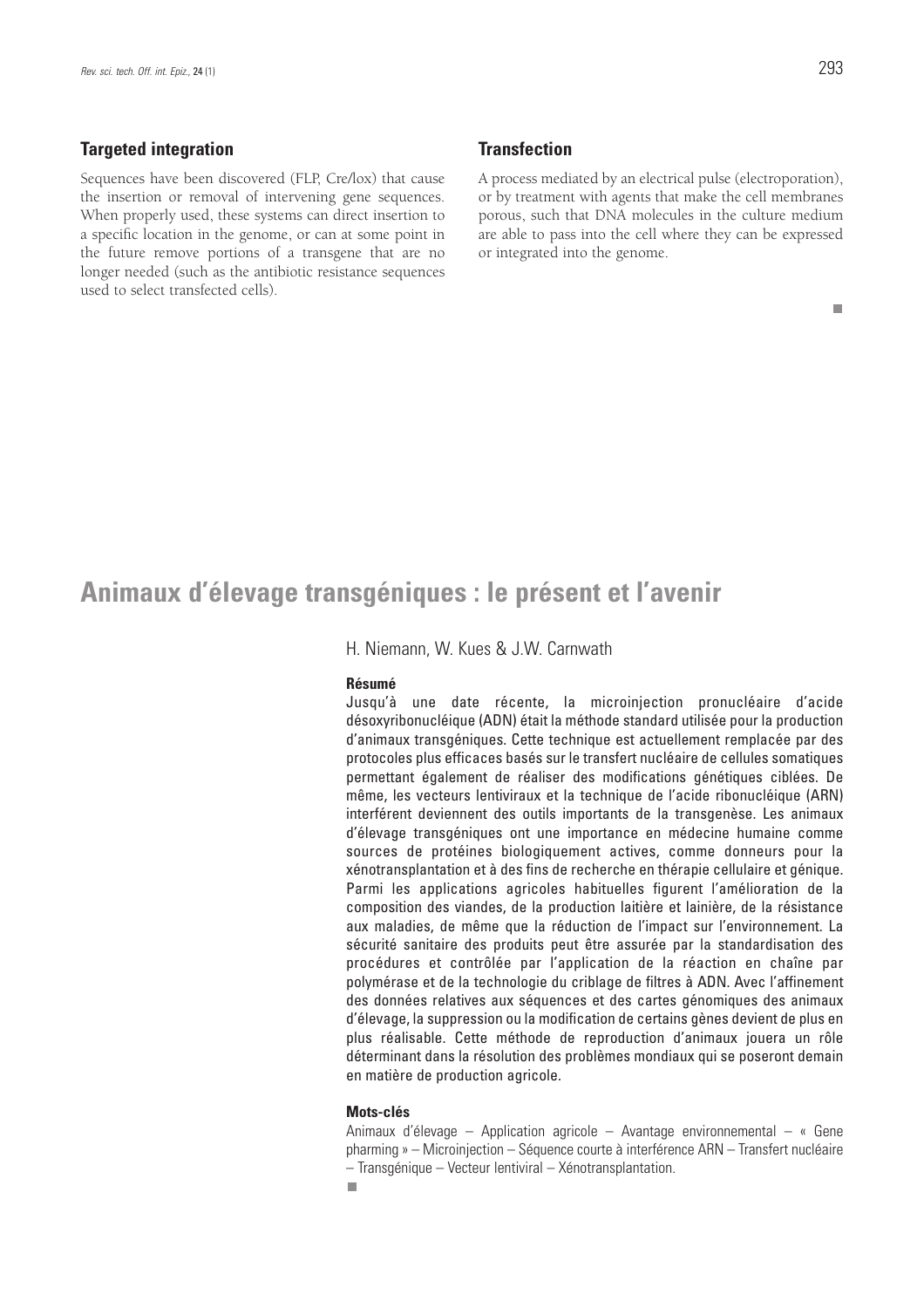### Targeted integration

Sequences have been discovered (FLP, Cre/lox) that cause the insertion or removal of intervening gene sequences. When properly used, these systems can direct insertion to a specific location in the genome, or can at some point in the future remove portions of a transgene that are no longer needed (such as the antibiotic resistance sequences used to select transfected cells).

### Transfection

A process mediated by an electrical pulse (electroporation), or by treatment with agents that make the cell membranes porous, such that DNA molecules in the culture medium are able to pass into the cell where they can be expressed or integrated into the genome.

■

# Animaux d'élevage transgéniques : le présent et l'avenir

H. Niemann, W. Kues & J.W. Carnwath

**Résumé**

Jusqu'à une date récente, la microinjection pronucléaire d'acide désoxyribonucléique (ADN) était la méthode standard utilisée pour la production d'animaux transgéniques. Cette technique est actuellement remplacée par des protocoles plus efficaces basés sur le transfert nucléaire de cellules somatiques permettant également de réaliser des modifications génétiques ciblées. De même, les vecteurs lentiviraux et la technique de l'acide ribonucléique (ARN) interférent deviennent des outils importants de la transgenèse. Les animaux d'élevage transgéniques ont une importance en médecine humaine comme sources de protéines biologiquement actives, comme donneurs pour la xénotransplantation et à des fins de recherche en thérapie cellulaire et génique. Parmi les applications agricoles habituelles figurent l'amélioration de la composition des viandes, de la production laitière et lainière, de la résistance aux maladies, de même que la réduction de l'impact sur l'environnement. La sécurité sanitaire des produits peut être assurée par la standardisation des procédures et contrôlée par l'application de la réaction en chaîne par polymérase et de la technologie du criblage de filtres à ADN. Avec l'affinement des données relatives aux séquences et des cartes génomiques des animaux d'élevage, la suppression ou la modification de certains gènes devient de plus en plus réalisable. Cette méthode de reproduction d'animaux jouera un rôle déterminant dans la résolution des problèmes mondiaux qui se poseront demain en matière de production agricole.

**Mots-clés**

Animaux d'élevage – Application agricole – Avantage environnemental – « Gene pharming » – Microinjection – Séquence courte à interférence ARN – Transfert nucléaire – Transgénique – Vecteur lentiviral – Xénotransplantation.

■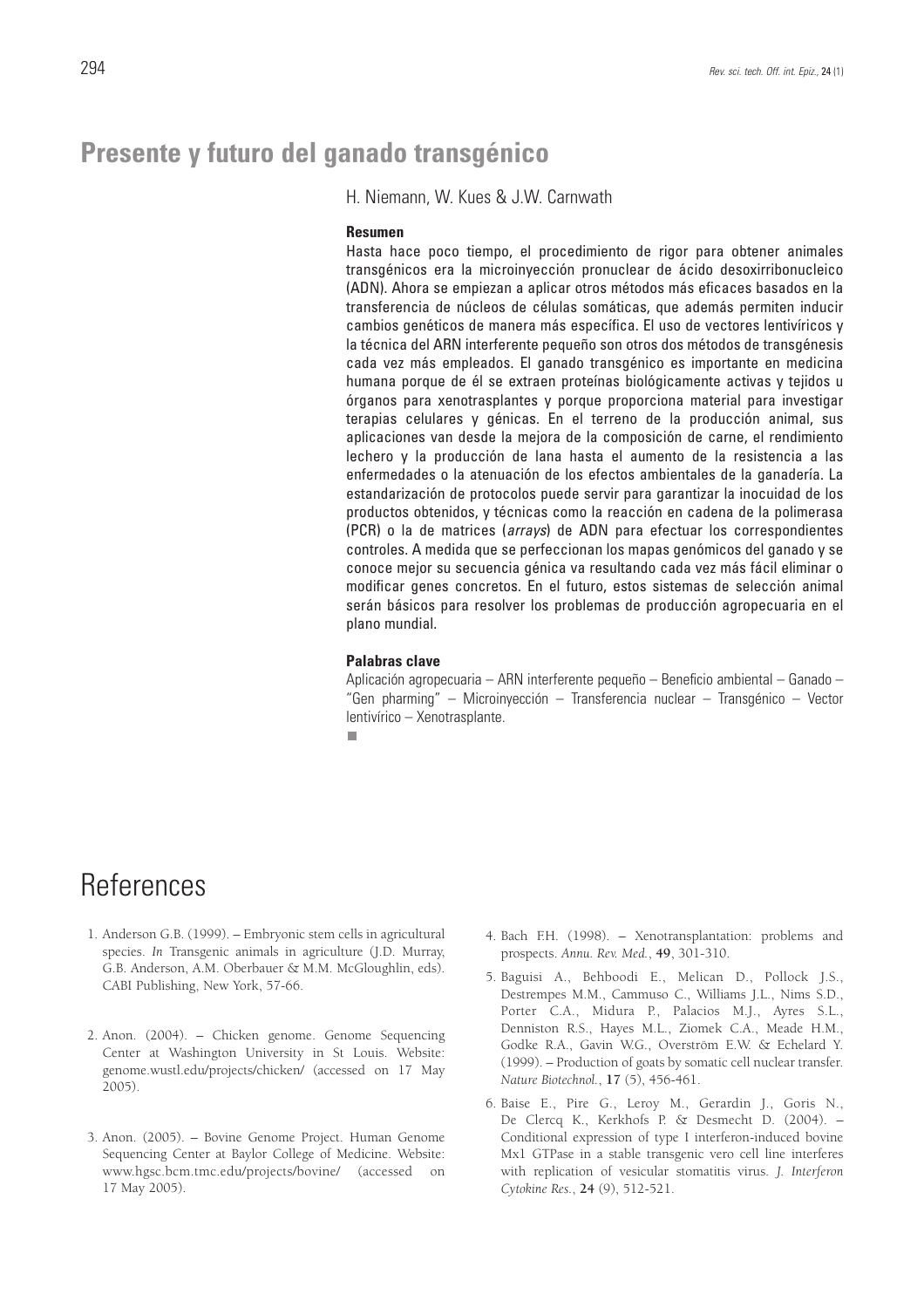## Presente y futuro del ganado transgénico

H. Niemann, W. Kues & J.W. Carnwath

**Resumen**

Hasta hace poco tiempo, el procedimiento de rigor para obtener animales transgénicos era la microinyección pronuclear de ácido desoxirribonucleico (ADN). Ahora se empiezan a aplicar otros métodos más eficaces basados en la transferencia de núcleos de células somáticas, que además permiten inducir cambios genéticos de manera más específica. El uso de vectores lentivíricos y la técnica del ARN interferente pequeño son otros dos métodos de transgénesis cada vez más empleados. El ganado transgénico es importante en medicina humana porque de él se extraen proteínas biológicamente activas y tejidos u órganos para xenotrasplantes y porque proporciona material para investigar terapias celulares y génicas. En el terreno de la producción animal, sus aplicaciones van desde la mejora de la composición de carne, el rendimiento lechero y la producción de lana hasta el aumento de la resistencia a las enfermedades o la atenuación de los efectos ambientales de la ganadería. La estandarización de protocolos puede servir para garantizar la inocuidad de los productos obtenidos, y técnicas como la reacción en cadena de la polimerasa (PCR) o la de matrices (*arrays*) de ADN para efectuar los correspondientes controles. A medida que se perfeccionan los mapas genómicos del ganado y se conoce mejor su secuencia génica va resultando cada vez más fácil eliminar o modificar genes concretos. En el futuro, estos sistemas de selección animal serán básicos para resolver los problemas de producción agropecuaria en el plano mundial.

**Palabras clave**

Aplicación agropecuaria – ARN interferente pequeño – Beneficio ambiental – Ganado – "Gen pharming" – Microinyección – Transferencia nuclear – Transgénico – Vector lentivírico – Xenotrasplante.

# References

1. Anderson G.B. (1999). – Embryonic stem cells in agricultural species. *In* Transgenic animals in agriculture (J.D. Murray, G.B. Anderson, A.M. Oberbauer & M.M. McGloughlin, eds). CABI Publishing, New York, 57-66.

2. Anon. (2004). – Chicken genome. Genome Sequencing Center at Washington University in St Louis. Website: genome.wustl.edu/projects/chicken/ (accessed on 17 May 2005).

3. Anon. (2005). – Bovine Genome Project. Human Genome Sequencing Center at Baylor College of Medicine. Website: www.hgsc.bcm.tmc.edu/projects/bovine/ (accessed on 17 May 2005).

4. Bach F.H. (1998). – Xenotransplantation: problems and prospects. *Annu. Rev. Med.*, **49**, 301-310.

5. Baguisi A., Behboodi E., Melican D., Pollock J.S., Destrempes M.M., Cammuso C., Williams J.L., Nims S.D., Porter C.A., Midura P., Palacios M.J., Ayres S.L., Denniston R.S., Hayes M.L., Ziomek C.A., Meade H.M., Godke R.A., Gavin W.G., Overström E.W. & Echelard Y. (1999). – Production of goats by somatic cell nuclear transfer. *Nature Biotechnol.*, **17** (5), 456-461.

6. Baise E., Pire G., Leroy M., Gerardin J., Goris N., De Clercq K., Kerkhofs P. & Desmecht D. (2004). – Conditional expression of type I interferon-induced bovine Mx1 GTPase in a stable transgenic vero cell line interferes with replication of vesicular stomatitis virus. *J. Interferon Cytokine Res.*, **24** (9), 512-521.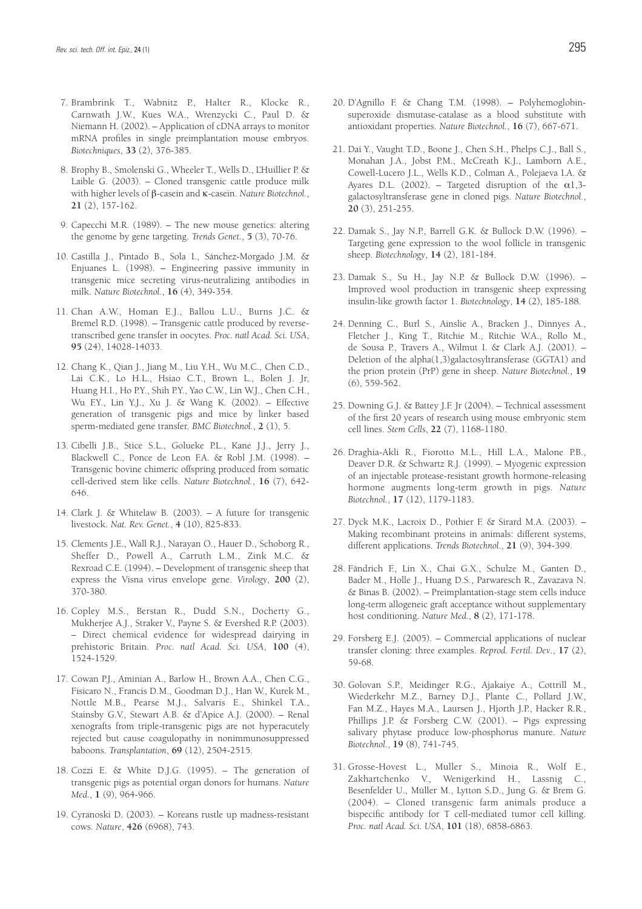7. Brambrink T., Wabnitz P., Halter R., Klocke R., Carnwath J.W., Kues W.A., Wrenzycki C., Paul D. & Niemann H. (2002). – Application of cDNA arrays to monitor mRNA profiles in single preimplantation mouse embryos. *Biotechniques*, **33** (2), 376-385.

8. Brophy B., Smolenski G., Wheeler T., Wells D., L'Huillier P. & Laible G. (2003). – Cloned transgenic cattle produce milk with higher levels of β-casein and κ-casein. *Nature Biotechnol.*, **21** (2), 157-162.

9. Capecchi M.R. (1989). – The new mouse genetics: altering the genome by gene targeting. *Trends Genet.*, **5** (3), 70-76.

10. Castilla J., Pintado B., Sola I., Sánchez-Morgado J.M. & Enjuanes L. (1998). – Engineering passive immunity in transgenic mice secreting virus-neutralizing antibodies in milk. *Nature Biotechnol.*, **16** (4), 349-354.

11. Chan A.W., Homan E.J., Ballou L.U., Burns J.C. & Bremel R.D. (1998). – Transgenic cattle produced by reverse-transcribed gene transfer in oocytes. *Proc. natl Acad. Sci. USA*, **95** (24), 14028-14033.

12. Chang K., Qian J., Jiang M., Liu Y.H., Wu M.C., Chen C.D., Lai C.K., Lo H.L., Hsiao C.T., Brown L., Bolen J. Jr, Huang H.I., Ho P.Y., Shih P.Y., Yao C.W., Lin W.J., Chen C.H., Wu F.Y., Lin Y.J., Xu J. & Wang K. (2002). – Effective generation of transgenic pigs and mice by linker based sperm-mediated gene transfer. *BMC Biotechnol.*, **2** (1), 5.

13. Cibelli J.B., Stice S.L., Golueke P.L., Kane J.J., Jerry J., Blackwell C., Ponce de Leon F.A. & Robl J.M. (1998). – Transgenic bovine chimeric offspring produced from somatic cell-derived stem like cells. *Nature Biotechnol.*, **16** (7), 642-646.

14. Clark J. & Whitelaw B. (2003). – A future for transgenic livestock. *Nat. Rev. Genet.*, **4** (10), 825-833.

15. Clements J.E., Wall R.J., Narayan O., Hauer D., Schoborg R., Sheffer D., Powell A., Carruth L.M., Zink M.C. & Rexroad C.E. (1994). – Development of transgenic sheep that express the Visna virus envelope gene. *Virology*, **200** (2), 370-380.

16. Copley M.S., Berstan R., Dudd S.N., Docherty G., Mukherjee A.J., Straker V., Payne S. & Evershed R.P. (2003). – Direct chemical evidence for widespread dairying in prehistoric Britain. *Proc. natl Acad. Sci. USA*, **100** (4), 1524-1529.

17. Cowan P.J., Aminian A., Barlow H., Brown A.A., Chen C.G., Fisicaro N., Francis D.M., Goodman D.J., Han W., Kurek M., Nottle M.B., Pearse M.J., Salvaris E., Shinkel T.A., Stainsby G.V., Stewart A.B. & d'Apice A.J. (2000). – Renal xenografts from triple-transgenic pigs are not hyperacutely rejected but cause coagulopathy in nonimmunosuppressed baboons. *Transplantation*, **69** (12), 2504-2515.

18. Cozzi E. & White D.J.G. (1995). – The generation of transgenic pigs as potential organ donors for humans. *Nature Med.*, **1** (9), 964-966.

19. Cyranoski D. (2003). – Koreans rustle up madness-resistant cows. *Nature*, **426** (6968), 743.

20. D'Agnillo F. & Chang T.M. (1998). – Polyhemoglobin-superoxide dismutase-catalase as a blood substitute with antioxidant properties. *Nature Biotechnol.*, **16** (7), 667-671.

21. Dai Y., Vaught T.D., Boone J., Chen S.H., Phelps C.J., Ball S., Monahan J.A., Jobst P.M., McCreath K.J., Lamborn A.E., Cowell-Lucero J.L., Wells K.D., Colman A., Polejaeva I.A. & Ayares D.L. (2002). – Targeted disruption of the α1,3-galactosyltransferase gene in cloned pigs. *Nature Biotechnol.*, **20** (3), 251-255.

22. Damak S., Jay N.P., Barrell G.K. & Bullock D.W. (1996). – Targeting gene expression to the wool follicle in transgenic sheep. *Biotechnology*, **14** (2), 181-184.

23. Damak S., Su H., Jay N.P. & Bullock D.W. (1996). – Improved wool production in transgenic sheep expressing insulin-like growth factor 1. *Biotechnology*, **14** (2), 185-188.

24. Denning C., Burl S., Ainslie A., Bracken J., Dinnyes A., Fletcher J., King T., Ritchie M., Ritchie W.A., Rollo M., de Sousa P., Travers A., Wilmut I. & Clark A.J. (2001). – Deletion of the alpha(1,3)galactosyltransferase (GGTA1) and the prion protein (PrP) gene in sheep. *Nature Biotechnol.*, **19** (6), 559-562.

25. Downing G.J. & Battey J.F. Jr (2004). – Technical assessment of the first 20 years of research using mouse embryonic stem cell lines. *Stem Cells*, **22** (7), 1168-1180.

26. Draghia-Akli R., Fiorotto M.L., Hill L.A., Malone P.B., Deaver D.R. & Schwartz R.J. (1999). – Myogenic expression of an injectable protease-resistant growth hormone-releasing hormone augments long-term growth in pigs. *Nature Biotechnol.*, **17** (12), 1179-1183.

27. Dyck M.K., Lacroix D., Pothier F. & Sirard M.A. (2003). – Making recombinant proteins in animals: different systems, different applications. *Trends Biotechnol.*, **21** (9), 394-399.

28. Fändrich F., Lin X., Chai G.X., Schulze M., Ganten D., Bader M., Holle J., Huang D.S., Parwaresch R., Zavazava N. & Binas B. (2002). – Preimplantation-stage stem cells induce long-term allogeneic graft acceptance without supplementary host conditioning. *Nature Med.*, **8** (2), 171-178.

29. Forsberg E.J. (2005). – Commercial applications of nuclear transfer cloning: three examples. *Reprod. Fertil. Dev*., **17** (2), 59-68.

30. Golovan S.P., Meidinger R.G., Ajakaiye A., Cottrill M., Wiederkehr M.Z., Barney D.J., Plante C., Pollard J.W., Fan M.Z., Hayes M.A., Laursen J., Hjorth J.P., Hacker R.R., Phillips J.P. & Forsberg C.W. (2001). – Pigs expressing salivary phytase produce low-phosphorus manure. *Nature Biotechnol.*, **19** (8), 741-745.

31. Grosse-Hovest L., Muller S., Minoia R., Wolf E., Zakhartchenko V., Wenigerkind H., Lassnig C., Besenfelder U., Müller M., Lytton S.D., Jung G. & Brem G. (2004). – Cloned transgenic farm animals produce a bispecific antibody for T cell-mediated tumor cell killing. *Proc. natl Acad. Sci. USA*, **101** (18), 6858-6863.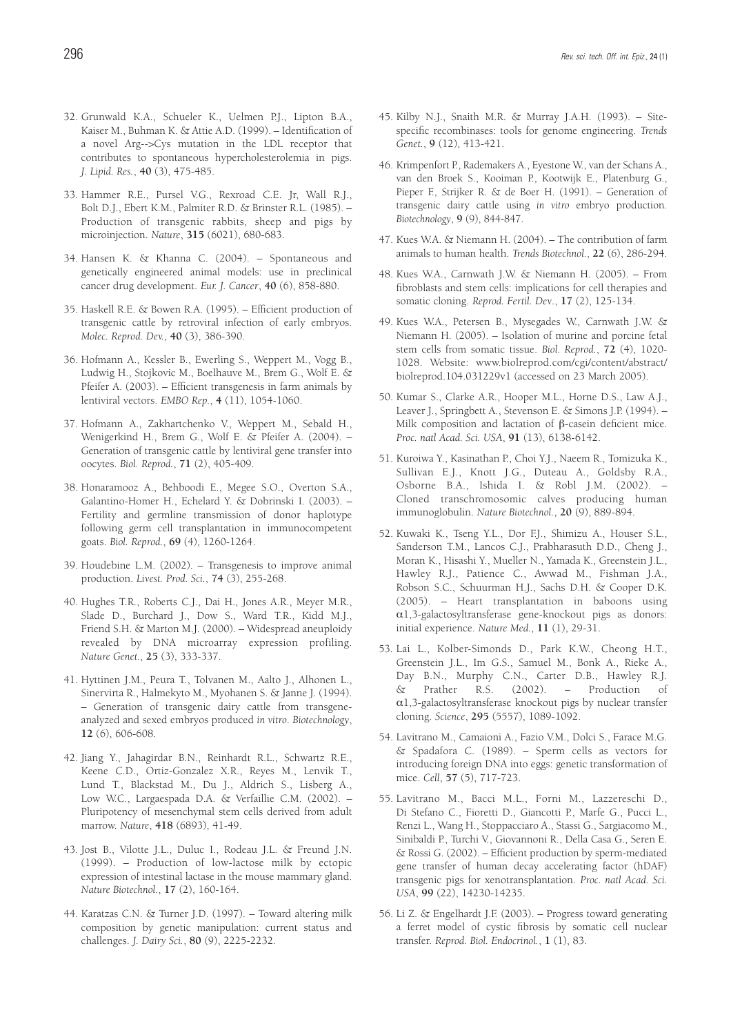32. Grunwald K.A., Schueler K., Uelmen P.J., Lipton B.A., Kaiser M., Buhman K. & Attie A.D. (1999). – Identification of a novel Arg-->Cys mutation in the LDL receptor that contributes to spontaneous hypercholesterolemia in pigs. *J. Lipid. Res.*, **40** (3), 475-485.

33. Hammer R.E., Pursel V.G., Rexroad C.E. Jr, Wall R.J., Bolt D.J., Ebert K.M., Palmiter R.D. & Brinster R.L. (1985). – Production of transgenic rabbits, sheep and pigs by microinjection. *Nature*, **315** (6021), 680-683.

34. Hansen K. & Khanna C. (2004). – Spontaneous and genetically engineered animal models: use in preclinical cancer drug development. *Eur. J. Cancer*, **40** (6), 858-880.

35. Haskell R.E. & Bowen R.A. (1995). – Efficient production of transgenic cattle by retroviral infection of early embryos. *Molec. Reprod. Dev.*, **40** (3), 386-390.

36. Hofmann A., Kessler B., Ewerling S., Weppert M., Vogg B., Ludwig H., Stojkovic M., Boelhauve M., Brem G., Wolf E. & Pfeifer A. (2003). – Efficient transgenesis in farm animals by lentiviral vectors. *EMBO Rep.*, **4** (11), 1054-1060.

37. Hofmann A., Zakhartchenko V., Weppert M., Sebald H., Wenigerkind H., Brem G., Wolf E. & Pfeifer A. (2004). – Generation of transgenic cattle by lentiviral gene transfer into oocytes. *Biol. Reprod.*, **71** (2), 405-409.

38. Honaramooz A., Behboodi E., Megee S.O., Overton S.A., Galantino-Homer H., Echelard Y. & Dobrinski I. (2003). – Fertility and germline transmission of donor haplotype following germ cell transplantation in immunocompetent goats. *Biol. Reprod.*, **69** (4), 1260-1264.

39. Houdebine L.M. (2002). – Transgenesis to improve animal production. *Livest. Prod. Sci.*, **74** (3), 255-268.

40. Hughes T.R., Roberts C.J., Dai H., Jones A.R., Meyer M.R., Slade D., Burchard J., Dow S., Ward T.R., Kidd M.J., Friend S.H. & Marton M.J. (2000). – Widespread aneuploidy revealed by DNA microarray expression profiling. *Nature Genet.*, **25** (3), 333-337.

41. Hyttinen J.M., Peura T., Tolvanen M., Aalto J., Alhonen L., Sinervirta R., Halmekyto M., Myohanen S. & Janne J. (1994). – Generation of transgenic dairy cattle from transgene-analyzed and sexed embryos produced *in vitro*. *Biotechnology*, **12** (6), 606-608.

42. Jiang Y., Jahagirdar B.N., Reinhardt R.L., Schwartz R.E., Keene C.D., Ortiz-Gonzalez X.R., Reyes M., Lenvik T., Lund T., Blackstad M., Du J., Aldrich S., Lisberg A., Low W.C., Largaespada D.A. & Verfaillie C.M. (2002). – Pluripotency of mesenchymal stem cells derived from adult marrow. *Nature*, **418** (6893), 41-49.

43. Jost B., Vilotte J.L., Duluc I., Rodeau J.L. & Freund J.N. (1999). – Production of low-lactose milk by ectopic expression of intestinal lactase in the mouse mammary gland. *Nature Biotechnol.*, **17** (2), 160-164.

44. Karatzas C.N. & Turner J.D. (1997). – Toward altering milk composition by genetic manipulation: current status and challenges. *J. Dairy Sci.*, **80** (9), 2225-2232.

45. Kilby N.J., Snaith M.R. & Murray J.A.H. (1993). – Site-specific recombinases: tools for genome engineering. *Trends Genet.*, **9** (12), 413-421.

46. Krimpenfort P., Rademakers A., Eyestone W., van der Schans A., van den Broek S., Kooiman P., Kootwijk E., Platenburg G., Pieper F., Strijker R. & de Boer H. (1991). – Generation of transgenic dairy cattle using *in vitro* embryo production. *Biotechnology*, **9** (9), 844-847.

47. Kues W.A. & Niemann H. (2004). – The contribution of farm animals to human health. *Trends Biotechnol.*, **22** (6), 286-294.

48. Kues W.A., Carnwath J.W. & Niemann H. (2005). – From fibroblasts and stem cells: implications for cell therapies and somatic cloning. *Reprod. Fertil. Dev.*, **17** (2), 125-134.

49. Kues W.A., Petersen B., Mysegades W., Carnwath J.W. & Niemann H. (2005). – Isolation of murine and porcine fetal stem cells from somatic tissue. *Biol. Reprod.*, **72** (4), 1020-1028. Website: www.biolreprod.com/cgi/content/abstract/biolreprod.104.031229v1 (accessed on 23 March 2005).

50. Kumar S., Clarke A.R., Hooper M.L., Horne D.S., Law A.J., Leaver J., Springbett A., Stevenson E. & Simons J.P. (1994). – Milk composition and lactation of β-casein deficient mice. *Proc. natl Acad. Sci. USA*, **91** (13), 6138-6142.

51. Kuroiwa Y., Kasinathan P., Choi Y.J., Naeem R., Tomizuka K., Sullivan E.J., Knott J.G., Duteau A., Goldsby R.A., Osborne B.A., Ishida I. & Robl J.M. (2002). – Cloned transchromosomic calves producing human immunoglobulin. *Nature Biotechnol.*, **20** (9), 889-894.

52. Kuwaki K., Tseng Y.L., Dor F.J., Shimizu A., Houser S.L., Sanderson T.M., Lancos C.J., Prabharasuth D.D., Cheng J., Moran K., Hisashi Y., Mueller N., Yamada K., Greenstein J.L., Hawley R.J., Patience C., Awwad M., Fishman J.A., Robson S.C., Schuurman H.J., Sachs D.H. & Cooper D.K. (2005). – Heart transplantation in baboons using α1,3-galactosyltransferase gene-knockout pigs as donors: initial experience. *Nature Med.*, **11** (1), 29-31.

53. Lai L., Kolber-Simonds D., Park K.W., Cheong H.T., Greenstein J.L., Im G.S., Samuel M., Bonk A., Rieke A., Day B.N., Murphy C.N., Carter D.B., Hawley R.J. & Prather R.S. (2002). – Production of α1,3-galactosyltransferase knockout pigs by nuclear transfer cloning. *Science*, **295** (5557), 1089-1092.

54. Lavitrano M., Camaioni A., Fazio V.M., Dolci S., Farace M.G. & Spadafora C. (1989). – Sperm cells as vectors for introducing foreign DNA into eggs: genetic transformation of mice. *Cell*, **57** (5), 717-723.

55. Lavitrano M., Bacci M.L., Forni M., Lazzereschi D., Di Stefano C., Fioretti D., Giancotti P., Marfe G., Pucci L., Renzi L., Wang H., Stoppacciaro A., Stassi G., Sargiacomo M., Sinibaldi P., Turchi V., Giovannoni R., Della Casa G., Seren E. & Rossi G. (2002). – Efficient production by sperm-mediated gene transfer of human decay accelerating factor (hDAF) transgenic pigs for xenotransplantation. *Proc. natl Acad. Sci. USA*, **99** (22), 14230-14235.

56. Li Z. & Engelhardt J.F. (2003). – Progress toward generating a ferret model of cystic fibrosis by somatic cell nuclear transfer. *Reprod. Biol. Endocrinol.*, **1** (1), 83.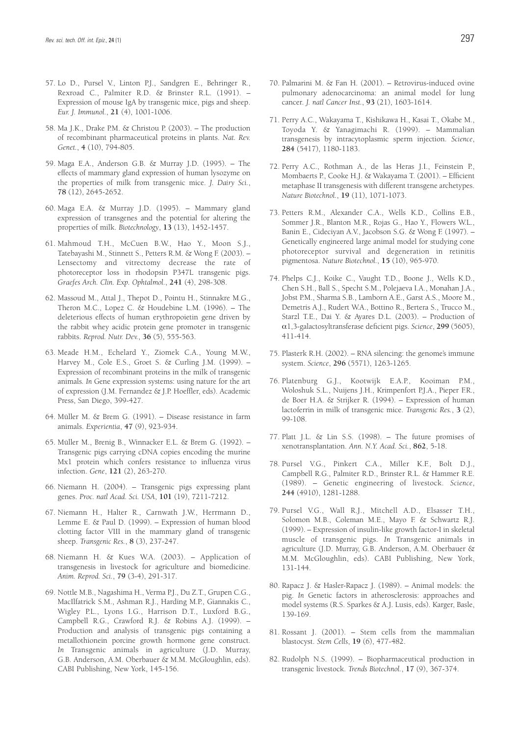57. Lo D., Pursel V., Linton P.J., Sandgren E., Behringer R., Rexroad C., Palmiter R.D. & Brinster R.L. (1991). – Expression of mouse IgA by transgenic mice, pigs and sheep. *Eur. J. Immunol.*, **21** (4), 1001-1006.

58. Ma J.K., Drake P.M. & Christou P. (2003). – The production of recombinant pharmaceutical proteins in plants. *Nat. Rev. Genet.*, **4** (10), 794-805.

59. Maga E.A., Anderson G.B. & Murray J.D. (1995). – The effects of mammary gland expression of human lysozyme on the properties of milk from transgenic mice. *J. Dairy Sci.*, **78** (12), 2645-2652.

60. Maga E.A. & Murray J.D. (1995). – Mammary gland expression of transgenes and the potential for altering the properties of milk. *Biotechnology*, **13** (13), 1452-1457.

61. Mahmoud T.H., McCuen B.W., Hao Y., Moon S.J., Tatebayashi M., Stinnett S., Petters R.M. & Wong F. (2003). – Lensectomy and vitrectomy decrease the rate of photoreceptor loss in rhodopsin P347L transgenic pigs. *Graefes Arch. Clin. Exp. Ophtalmol.*, **241** (4), 298-308.

62. Massoud M., Attal J., Thepot D., Pointu H., Stinnakre M.G., Theron M.C., Lopez C. & Houdebine L.M. (1996). – The deleterious effects of human erythropoietin gene driven by the rabbit whey acidic protein gene promoter in transgenic rabbits. *Reprod. Nutr. Dev.*, **36** (5), 555-563.

63. Meade H.M., Echelard Y., Ziomek C.A., Young M.W., Harvey M., Cole E.S., Groet S. & Curling J.M. (1999). – Expression of recombinant proteins in the milk of transgenic animals. *In* Gene expression systems: using nature for the art of expression (J.M. Fernandez & J.P. Hoeffler, eds). Academic Press, San Diego, 399-427.

64. Müller M. & Brem G. (1991). – Disease resistance in farm animals. *Experientia*, **47** (9), 923-934.

65. Müller M., Brenig B., Winnacker E.L. & Brem G. (1992). – Transgenic pigs carrying cDNA copies encoding the murine Mx1 protein which confers resistance to influenza virus infection. *Gene*, **121** (2), 263-270.

66. Niemann H. (2004). – Transgenic pigs expressing plant genes. *Proc. natl Acad. Sci. USA*, **101** (19), 7211-7212.

67. Niemann H., Halter R., Carnwath J.W., Herrmann D., Lemme E. & Paul D. (1999). – Expression of human blood clotting factor VIII in the mammary gland of transgenic sheep. *Transgenic Res.*, **8** (3), 237-247.

68. Niemann H. & Kues W.A. (2003). – Application of transgenesis in livestock for agriculture and biomedicine. *Anim. Reprod. Sci.*, **79** (3-4), 291-317.

69. Nottle M.B., Nagashima H., Verma P.J., Du Z.T., Grupen C.G., MacIlfatrick S.M., Ashman R.J., Harding M.P., Giannakis C., Wigley P.L., Lyons I.G., Harrison D.T., Luxford B.G., Campbell R.G., Crawford R.J. & Robins A.J. (1999). – Production and analysis of transgenic pigs containing a metallothionein porcine growth hormone gene construct. *In* Transgenic animals in agriculture (J.D. Murray, G.B. Anderson, A.M. Oberbauer & M.M. McGloughlin, eds). CABI Publishing, New York, 145-156.

70. Palmarini M. & Fan H. (2001). – Retrovirus-induced ovine pulmonary adenocarcinoma: an animal model for lung cancer. *J. natl Cancer Inst.*, **93** (21), 1603-1614.

71. Perry A.C., Wakayama T., Kishikawa H., Kasai T., Okabe M., Toyoda Y. & Yanagimachi R. (1999). – Mammalian transgenesis by intracytoplasmic sperm injection. *Science*, **284** (5417), 1180-1183.

72. Perry A.C., Rothman A., de las Heras J.I., Feinstein P., Mombaerts P., Cooke H.J. & Wakayama T. (2001). – Efficient metaphase II transgenesis with different transgene archetypes. *Nature Biotechnol.*, **19** (11), 1071-1073.

73. Petters R.M., Alexander C.A., Wells K.D., Collins E.B., Sommer J.R., Blanton M.R., Rojas G., Hao Y., Flowers W.L., Banin E., Cideciyan A.V., Jacobson S.G. & Wong F. (1997). – Genetically engineered large animal model for studying cone photoreceptor survival and degeneration in retinitis pigmentosa. *Nature Biotechnol.*, **15** (10), 965-970.

74. Phelps C.J., Koike C., Vaught T.D., Boone J., Wells K.D., Chen S.H., Ball S., Specht S.M., Polejaeva I.A., Monahan J.A., Jobst P.M., Sharma S.B., Lamborn A.E., Garst A.S., Moore M., Demetris A.J., Rudert W.A., Bottino R., Bertera S., Trucco M., Starzl T.E., Dai Y. & Ayares D.L. (2003). – Production of $\alpha$1,3-galactosyltransferase deficient pigs. *Science*, **299** (5605), 411-414.

75. Plasterk R.H. (2002). – RNA silencing: the genome's immune system. *Science*, **296** (5571), 1263-1265.

76. Platenburg G.J., Kootwijk E.A.P., Kooiman P.M., Woloshuk S.L., Nuijens J.H., Krimpenfort P.J.A., Pieper F.R., de Boer H.A. & Strijker R. (1994). – Expression of human lactoferrin in milk of transgenic mice. *Transgenic Res.*, **3** (2), 99-108.

77. Platt J.L. & Lin S.S. (1998). – The future promises of xenotransplantation. *Ann. N.Y. Acad. Sci.*, **862**, 5-18.

78. Pursel V.G., Pinkert C.A., Miller K.F., Bolt D.J., Campbell R.G., Palmiter R.D., Brinster R.L. & Hammer R.E. (1989). – Genetic engineering of livestock. *Science*, **244** (4910), 1281-1288.

79. Pursel V.G., Wall R.J., Mitchell A.D., Elsasser T.H., Solomon M.B., Coleman M.E., Mayo F. & Schwartz R.J. (1999). – Expression of insulin-like growth factor-I in skeletal muscle of transgenic pigs. *In* Transgenic animals in agriculture (J.D. Murray, G.B. Anderson, A.M. Oberbauer & M.M. McGloughlin, eds). CABI Publishing, New York, 131-144.

80. Rapacz J. & Hasler-Rapacz J. (1989). – Animal models: the pig. *In* Genetic factors in atherosclerosis: approaches and model systems (R.S. Sparkes & A.J. Lusis, eds). Karger, Basle, 139-169.

81. Rossant J. (2001). – Stem cells from the mammalian blastocyst. *Stem Cells*, **19** (6), 477-482.

82. Rudolph N.S. (1999). – Biopharmaceutical production in transgenic livestock. *Trends Biotechnol.*, **17** (9), 367-374.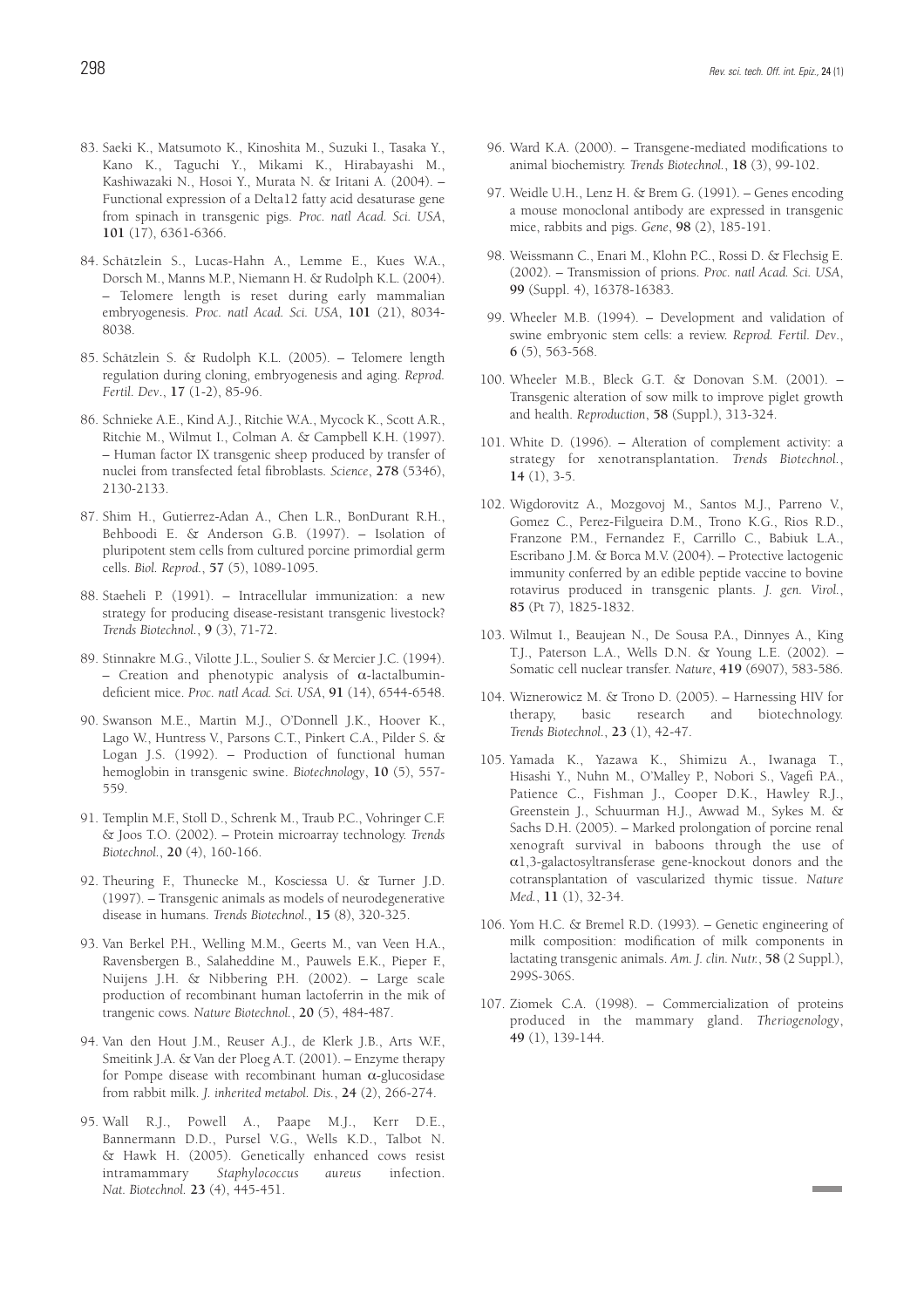83. Saeki K., Matsumoto K., Kinoshita M., Suzuki I., Tasaka Y., Kano K., Taguchi Y., Mikami K., Hirabayashi M., Kashiwazaki N., Hosoi Y., Murata N. & Iritani A. (2004). – Functional expression of a Delta12 fatty acid desaturase gene from spinach in transgenic pigs. *Proc. natl Acad. Sci. USA*, **101** (17), 6361-6366.

84. Schätzlein S., Lucas-Hahn A., Lemme E., Kues W.A., Dorsch M., Manns M.P., Niemann H. & Rudolph K.L. (2004). – Telomere length is reset during early mammalian embryogenesis. *Proc. natl Acad. Sci. USA*, **101** (21), 8034-8038.

85. Schätzlein S. & Rudolph K.L. (2005). – Telomere length regulation during cloning, embryogenesis and aging. *Reprod. Fertil. Dev*., **17** (1-2), 85-96.

86. Schnieke A.E., Kind A.J., Ritchie W.A., Mycock K., Scott A.R., Ritchie M., Wilmut I., Colman A. & Campbell K.H. (1997). – Human factor IX transgenic sheep produced by transfer of nuclei from transfected fetal fibroblasts. *Science*, **278** (5346), 2130-2133.

87. Shim H., Gutierrez-Adan A., Chen L.R., BonDurant R.H., Behboodi E. & Anderson G.B. (1997). – Isolation of pluripotent stem cells from cultured porcine primordial germ cells. *Biol. Reprod.*, **57** (5), 1089-1095.

88. Staeheli P. (1991). – Intracellular immunization: a new strategy for producing disease-resistant transgenic livestock? *Trends Biotechnol.*, **9** (3), 71-72.

89. Stinnakre M.G., Vilotte J.L., Soulier S. & Mercier J.C. (1994). – Creation and phenotypic analysis of α-lactalbumin-deficient mice. *Proc. natl Acad. Sci. USA*, **91** (14), 6544-6548.

90. Swanson M.E., Martin M.J., O'Donnell J.K., Hoover K., Lago W., Huntress V., Parsons C.T., Pinkert C.A., Pilder S. & Logan J.S. (1992). – Production of functional human hemoglobin in transgenic swine. *Biotechnology*, **10** (5), 557-559.

91. Templin M.F., Stoll D., Schrenk M., Traub P.C., Vohringer C.F. & Joos T.O. (2002). – Protein microarray technology. *Trends Biotechnol.*, **20** (4), 160-166.

92. Theuring F., Thunecke M., Kosciessa U. & Turner J.D. (1997). – Transgenic animals as models of neurodegenerative disease in humans. *Trends Biotechnol.*, **15** (8), 320-325.

93. Van Berkel P.H., Welling M.M., Geerts M., van Veen H.A., Ravensbergen B., Salaheddine M., Pauwels E.K., Pieper F., Nuijens J.H. & Nibbering P.H. (2002). – Large scale production of recombinant human lactoferrin in the mik of trangenic cows. *Nature Biotechnol.*, **20** (5), 484-487.

94. Van den Hout J.M., Reuser A.J., de Klerk J.B., Arts W.F., Smeitink J.A. & Van der Ploeg A.T. (2001). – Enzyme therapy for Pompe disease with recombinant human α-glucosidase from rabbit milk. *J. inherited metabol. Dis.*, **24** (2), 266-274.

95. Wall R.J., Powell A., Paape M.J., Kerr D.E., Bannermann D.D., Pursel V.G., Wells K.D., Talbot N. & Hawk H. (2005). Genetically enhanced cows resist intramammary *Staphylococcus aureus* infection. *Nat. Biotechnol.* **23** (4), 445-451.

96. Ward K.A. (2000). – Transgene-mediated modifications to animal biochemistry. *Trends Biotechnol.*, **18** (3), 99-102.

97. Weidle U.H., Lenz H. & Brem G. (1991). – Genes encoding a mouse monoclonal antibody are expressed in transgenic mice, rabbits and pigs. *Gene*, **98** (2), 185-191.

98. Weissmann C., Enari M., Klohn P.C., Rossi D. & Flechsig E. (2002). – Transmission of prions. *Proc. natl Acad. Sci. USA*, **99** (Suppl. 4), 16378-16383.

99. Wheeler M.B. (1994). – Development and validation of swine embryonic stem cells: a review. *Reprod. Fertil. Dev*., **6** (5), 563-568.

100. Wheeler M.B., Bleck G.T. & Donovan S.M. (2001). – Transgenic alteration of sow milk to improve piglet growth and health. *Reproduction*, **58** (Suppl.), 313-324.

101. White D. (1996). – Alteration of complement activity: a strategy for xenotransplantation. *Trends Biotechnol.*, **14** (1), 3-5.

102. Wigdorovitz A., Mozgovoj M., Santos M.J., Parreno V., Gomez C., Perez-Filgueira D.M., Trono K.G., Rios R.D., Franzone P.M., Fernandez F., Carrillo C., Babiuk L.A., Escribano J.M. & Borca M.V. (2004). – Protective lactogenic immunity conferred by an edible peptide vaccine to bovine rotavirus produced in transgenic plants. *J. gen. Virol.*, **85** (Pt 7), 1825-1832.

103. Wilmut I., Beaujean N., De Sousa P.A., Dinnyes A., King T.J., Paterson L.A., Wells D.N. & Young L.E. (2002). – Somatic cell nuclear transfer. *Nature*, **419** (6907), 583-586.

104. Wiznerowicz M. & Trono D. (2005). – Harnessing HIV for therapy, basic research and biotechnology. *Trends Biotechnol.*, **23** (1), 42-47.

105. Yamada K., Yazawa K., Shimizu A., Iwanaga T., Hisashi Y., Nuhn M., O'Malley P., Nobori S., Vagefi P.A., Patience C., Fishman J., Cooper D.K., Hawley R.J., Greenstein J., Schuurman H.J., Awwad M., Sykes M. & Sachs D.H. (2005). – Marked prolongation of porcine renal xenograft survival in baboons through the use of α1,3-galactosyltransferase gene-knockout donors and the cotransplantation of vascularized thymic tissue. *Nature Med.*, **11** (1), 32-34.

106. Yom H.C. & Bremel R.D. (1993). – Genetic engineering of milk composition: modification of milk components in lactating transgenic animals. *Am. J. clin. Nutr.*, **58** (2 Suppl.), 299S-306S.

107. Ziomek C.A. (1998). – Commercialization of proteins produced in the mammary gland. *Theriogenology*, **49** (1), 139-144.